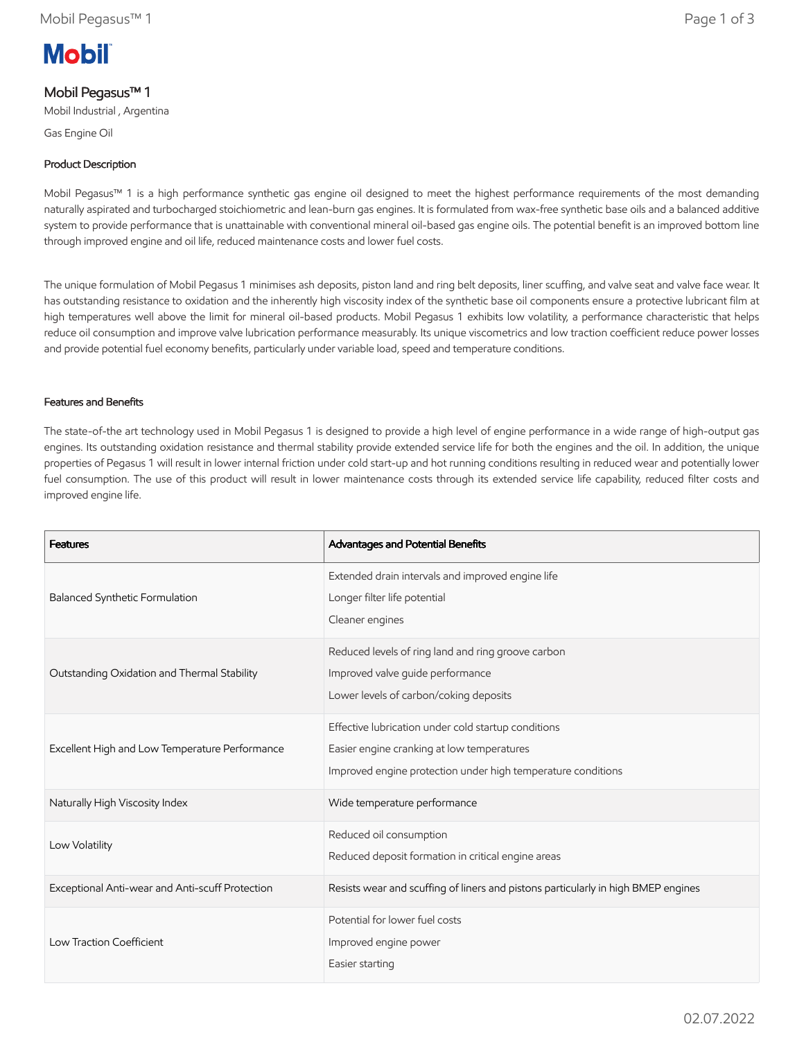# Mobil Pegasus™ 1

Mobil Industrial , Argentina

Gas Engine Oil

## Product Description

Mobil Pegasus™ 1 is a high performance synthetic gas engine oil designed to meet the highest performance requirements of the most demanding naturally aspirated and turbocharged stoichiometric and lean-burn gas engines. It is formulated from wax-free synthetic base oils and a balanced additive system to provide performance that is unattainable with conventional mineral oil-based gas engine oils. The potential benefit is an improved bottom line through improved engine and oil life, reduced maintenance costs and lower fuel costs.

The unique formulation of Mobil Pegasus 1 minimises ash deposits, piston land and ring belt deposits, liner scuffing, and valve seat and valve face wear. It has outstanding resistance to oxidation and the inherently high viscosity index of the synthetic base oil components ensure a protective lubricant film at high temperatures well above the limit for mineral oil-based products. Mobil Pegasus 1 exhibits low volatility, a performance characteristic that helps reduce oil consumption and improve valve lubrication performance measurably. Its unique viscometrics and low traction coefficient reduce power losses and provide potential fuel economy benefits, particularly under variable load, speed and temperature conditions.

## Features and Benefits

The state-of-the art technology used in Mobil Pegasus 1 is designed to provide a high level of engine performance in a wide range of high-output gas engines. Its outstanding oxidation resistance and thermal stability provide extended service life for both the engines and the oil. In addition, the unique properties of Pegasus 1 will result in lower internal friction under cold start-up and hot running conditions resulting in reduced wear and potentially lower fuel consumption. The use of this product will result in lower maintenance costs through its extended service life capability, reduced filter costs and improved engine life.

| Features | Advantages and Potential Benefits |
|---|---|
| Balanced Synthetic Formulation | Extended drain intervals and improved engine life<br>Longer filter life potential<br>Cleaner engines |
| Outstanding Oxidation and Thermal Stability | Reduced levels of ring land and ring groove carbon<br>Improved valve guide performance<br>Lower levels of carbon/coking deposits |
| Excellent High and Low Temperature Performance | Effective lubrication under cold startup conditions<br>Easier engine cranking at low temperatures<br>Improved engine protection under high temperature conditions |
| Naturally High Viscosity Index | Wide temperature performance |
| Low Volatility | Reduced oil consumption<br>Reduced deposit formation in critical engine areas |
| Exceptional Anti-wear and Anti-scuff Protection | Resists wear and scuffing of liners and pistons particularly in high BMEP engines |
| Low Traction Coefficient | Potential for lower fuel costs<br>Improved engine power<br>Easier starting |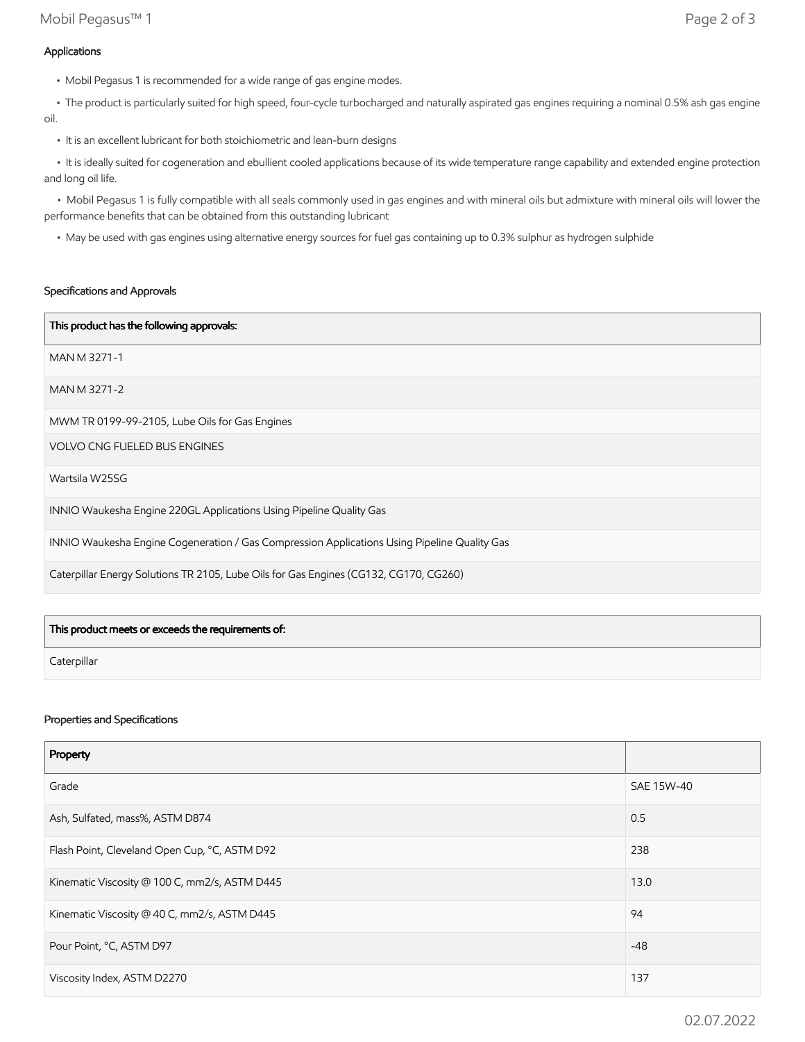## Applications

- Mobil Pegasus 1 is recommended for a wide range of gas engine modes.
- The product is particularly suited for high speed, four-cycle turbocharged and naturally aspirated gas engines requiring a nominal 0.5% ash gas engine oil.
- It is an excellent lubricant for both stoichiometric and lean-burn designs
- It is ideally suited for cogeneration and ebullient cooled applications because of its wide temperature range capability and extended engine protection and long oil life.
- Mobil Pegasus 1 is fully compatible with all seals commonly used in gas engines and with mineral oils but admixture with mineral oils will lower the performance benefits that can be obtained from this outstanding lubricant
- May be used with gas engines using alternative energy sources for fuel gas containing up to 0.3% sulphur as hydrogen sulphide

## Specifications and Approvals

| This product has the following approvals: |
| --- |
| MAN M 3271-1 |
| MAN M 3271-2 |
| MWM TR 0199-99-2105, Lube Oils for Gas Engines |
| VOLVO CNG FUELED BUS ENGINES |
| Wartsila W25SG |
| INNIO Waukesha Engine 220GL Applications Using Pipeline Quality Gas |
| INNIO Waukesha Engine Cogeneration / Gas Compression Applications Using Pipeline Quality Gas |
| Caterpillar Energy Solutions TR 2105, Lube Oils for Gas Engines (CG132, CG170, CG260) |

| This product meets or exceeds the requirements of: |
| --- |
| Caterpillar |

## Properties and Specifications

| Property | |
| --- | --- |
| Grade | SAE 15W-40 |
| Ash, Sulfated, mass%, ASTM D874 | 0.5 |
| Flash Point, Cleveland Open Cup, °C, ASTM D92 | 238 |
| Kinematic Viscosity @ 100 C, mm2/s, ASTM D445 | 13.0 |
| Kinematic Viscosity @ 40 C, mm2/s, ASTM D445 | 94 |
| Pour Point, °C, ASTM D97 | -48 |
| Viscosity Index, ASTM D2270 | 137 |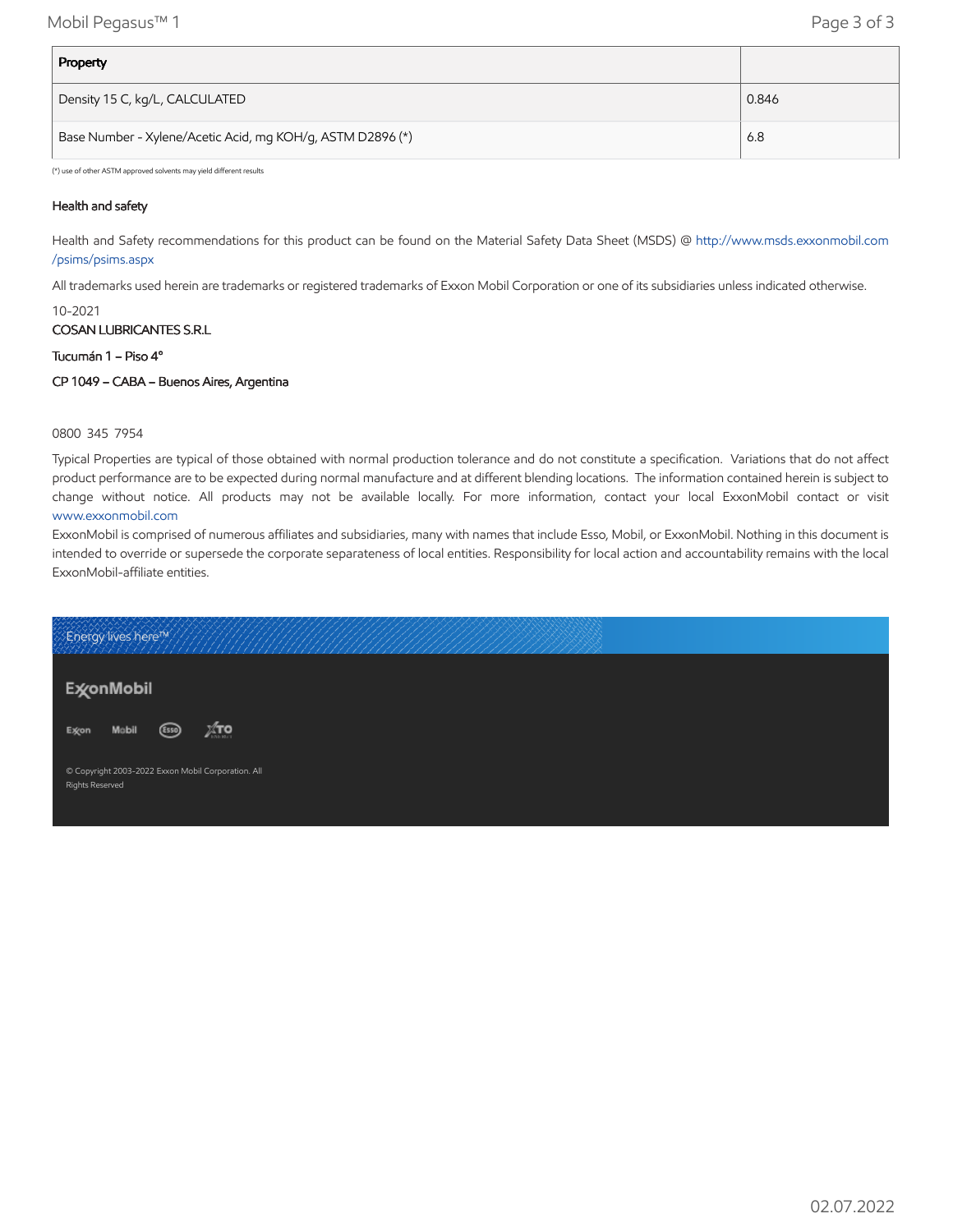| Property | |
|---|---|
| Density 15 C, kg/L, CALCULATED | 0.846 |
| Base Number - Xylene/Acetic Acid, mg KOH/g, ASTM D2896 (*) | 6.8 |

(*) use of other ASTM approved solvents may yield different results

## Health and safety

Health and Safety recommendations for this product can be found on the Material Safety Data Sheet (MSDS) @ http://www.msds.exxonmobil.com/psims/psims.aspx

All trademarks used herein are trademarks or registered trademarks of Exxon Mobil Corporation or one of its subsidiaries unless indicated otherwise.

10-2021

COSAN LUBRICANTES S.R.L

Tucumán 1 – Piso 4°

CP 1049 – CABA – Buenos Aires, Argentina

0800 345 7954

Typical Properties are typical of those obtained with normal production tolerance and do not constitute a specification. Variations that do not affect product performance are to be expected during normal manufacture and at different blending locations. The information contained herein is subject to change without notice. All products may not be available locally. For more information, contact your local ExxonMobil contact or visit www.exxonmobil.com

ExxonMobil is comprised of numerous affiliates and subsidiaries, many with names that include Esso, Mobil, or ExxonMobil. Nothing in this document is intended to override or supersede the corporate separateness of local entities. Responsibility for local action and accountability remains with the local ExxonMobil-affiliate entities.

Energy lives here™

ExxonMobil

Exxon Mobil Esso XTO

© Copyright 2003-2022 Exxon Mobil Corporation. All Rights Reserved

02.07.2022